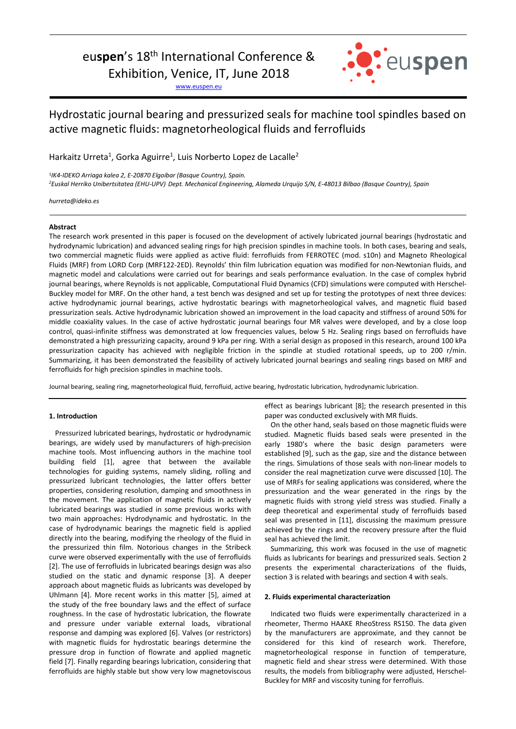euspen's 18th International Conference & Exhibition, Venice, IT, June 2018

www.euspen.eu

# Hydrostatic journal bearing and pressurized seals for machine tool spindles based on active magnetic fluids: magnetorheological fluids and ferrofluids

Harkaitz Urreta[1], Gorka Aguirre[1], Luis Norberto Lopez de Lacalle[2]

[1]*IK4-IDEKO Arriaga kalea 2, E-20870 Elgoibar (Basque Country), Spain.*
[2]*Euskal Herriko Unibertsitatea (EHU-UPV) Dept. Mechanical Engineering, Alameda Urquijo S/N, E-48013 Bilbao (Basque Country), Spain*

*hurreta@ideko.es*

## Abstract

The research work presented in this paper is focused on the development of actively lubricated journal bearings (hydrostatic and hydrodynamic lubrication) and advanced sealing rings for high precision spindles in machine tools. In both cases, bearing and seals, two commercial magnetic fluids were applied as active fluid: ferrofluids from FERROTEC (mod. s10n) and Magneto Rheological Fluids (MRF) from LORD Corp (MRF122-2ED). Reynolds' thin film lubrication equation was modified for non-Newtonian fluids, and magnetic model and calculations were carried out for bearings and seals performance evaluation. In the case of complex hybrid journal bearings, where Reynolds is not applicable, Computational Fluid Dynamics (CFD) simulations were computed with Herschel-Buckley model for MRF. On the other hand, a test bench was designed and set up for testing the prototypes of next three devices: active hydrodynamic journal bearings, active hydrostatic bearings with magnetorheological valves, and magnetic fluid based pressurization seals. Active hydrodynamic lubrication showed an improvement in the load capacity and stiffness of around 50% for middle coaxiality values. In the case of active hydrostatic journal bearings four MR valves were developed, and by a close loop control, quasi-infinite stiffness was demonstrated at low frequencies values, below 5 Hz. Sealing rings based on ferrofluids have demonstrated a high pressurizing capacity, around 9 kPa per ring. With a serial design as proposed in this research, around 100 kPa pressurization capacity has achieved with negligible friction in the spindle at studied rotational speeds, up to 200 r/min. Summarizing, it has been demonstrated the feasibility of actively lubricated journal bearings and sealing rings based on MRF and ferrofluids for high precision spindles in machine tools.

Journal bearing, sealing ring, magnetorheological fluid, ferrofluid, active bearing, hydrostatic lubrication, hydrodynamic lubrication.

## 1. Introduction

Pressurized lubricated bearings, hydrostatic or hydrodynamic bearings, are widely used by manufacturers of high-precision machine tools. Most influencing authors in the machine tool building field [1], agree that between the available technologies for guiding systems, namely sliding, rolling and pressurized lubricant technologies, the latter offers better properties, considering resolution, damping and smoothness in the movement. The application of magnetic fluids in actively lubricated bearings was studied in some previous works with two main approaches: Hydrodynamic and hydrostatic. In the case of hydrodynamic bearings the magnetic field is applied directly into the bearing, modifying the rheology of the fluid in the pressurized thin film. Notorious changes in the Stribeck curve were observed experimentally with the use of ferrofluids [2]. The use of ferrofluids in lubricated bearings design was also studied on the static and dynamic response [3]. A deeper approach about magnetic fluids as lubricants was developed by Uhlmann [4]. More recent works in this matter [5], aimed at the study of the free boundary laws and the effect of surface roughness. In the case of hydrostatic lubrication, the flowrate and pressure under variable external loads, vibrational response and damping was explored [6]. Valves (or restrictors) with magnetic fluids for hydrostatic bearings determine the pressure drop in function of flowrate and applied magnetic field [7]. Finally regarding bearings lubrication, considering that ferrofluids are highly stable but show very low magnetoviscous effect as bearings lubricant [8]; the research presented in this paper was conducted exclusively with MR fluids.

On the other hand, seals based on those magnetic fluids were studied. Magnetic fluids based seals were presented in the early 1980's where the basic design parameters were established [9], such as the gap, size and the distance between the rings. Simulations of those seals with non-linear models to consider the real magnetization curve were discussed [10]. The use of MRFs for sealing applications was considered, where the pressurization and the wear generated in the rings by the magnetic fluids with strong yield stress was studied. Finally a deep theoretical and experimental study of ferrofluids based seal was presented in [11], discussing the maximum pressure achieved by the rings and the recovery pressure after the fluid seal has achieved the limit.

Summarizing, this work was focused in the use of magnetic fluids as lubricants for bearings and pressurized seals. Section 2 presents the experimental characterizations of the fluids, section 3 is related with bearings and section 4 with seals.

## 2. Fluids experimental characterization

Indicated two fluids were experimentally characterized in a rheometer, Thermo HAAKE RheoStress RS150. The data given by the manufacturers are approximate, and they cannot be considered for this kind of research work. Therefore, magnetoheological response in function of temperature, magnetic field and shear stress were determined. With those results, the models from bibliography were adjusted, Herschel-Buckley for MRF and viscosity tuning for ferrofluis.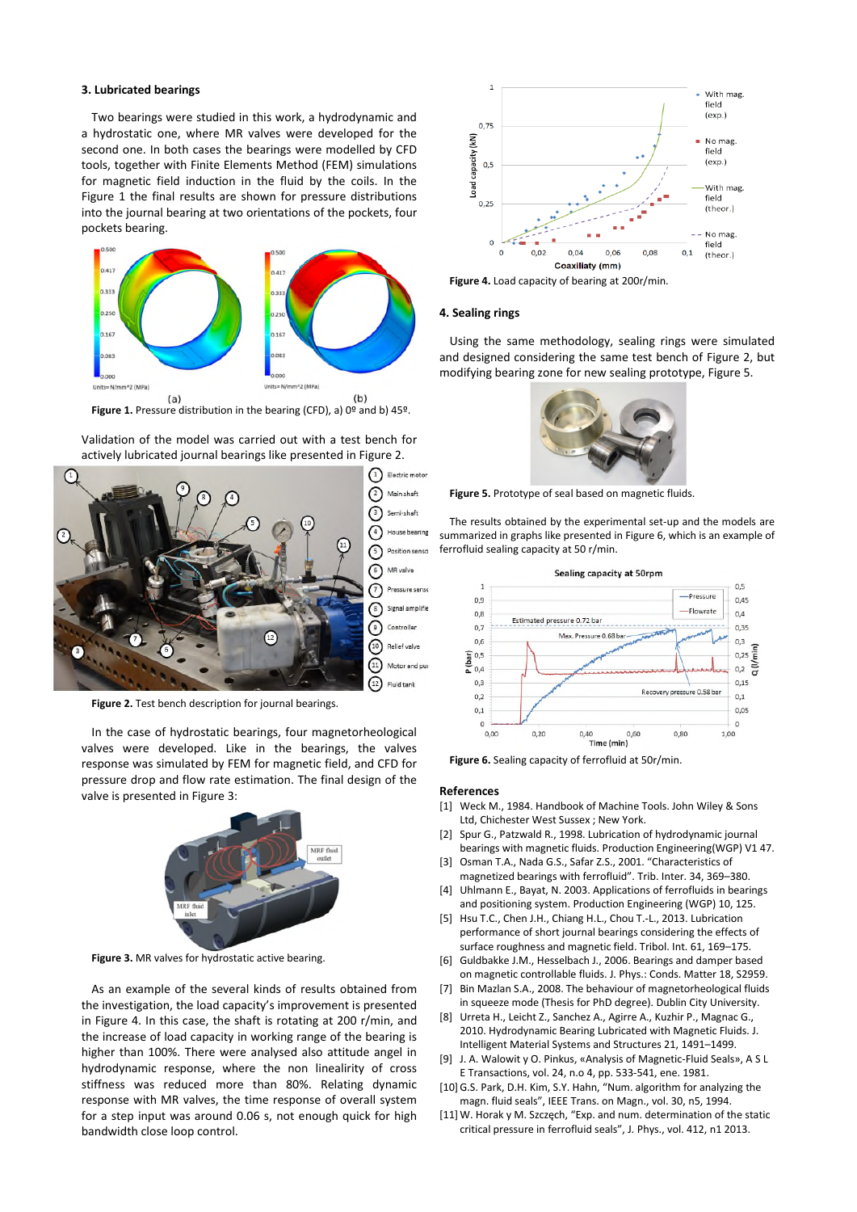### 3. Lubricated bearings

Two bearings were studied in this work, a hydrodynamic and a hydrostatic one, where MR valves were developed for the second one. In both cases the bearings were modelled by CFD tools, together with Finite Elements Method (FEM) simulations for magnetic field induction in the fluid by the coils. In the Figure 1 the final results are shown for pressure distributions into the journal bearing at two orientations of the pockets, four pockets bearing.

**Figure 1.** Pressure distribution in the bearing (CFD), a) 0º and b) 45º.

Validation of the model was carried out with a test bench for actively lubricated journal bearings like presented in Figure 2.

**Figure 2.** Test bench description for journal bearings.

In the case of hydrostatic bearings, four magnetorheological valves were developed. Like in the bearings, the valves response was simulated by FEM for magnetic field, and CFD for pressure drop and flow rate estimation. The final design of the valve is presented in Figure 3:

**Figure 3.** MR valves for hydrostatic active bearing.

As an example of the several kinds of results obtained from the investigation, the load capacity's improvement is presented in Figure 4. In this case, the shaft is rotating at 200 r/min, and the increase of load capacity in working range of the bearing is higher than 100%. There were analysed also attitude angel in hydrodynamic response, where the non linearity of cross stiffness was reduced more than 80%. Relating dynamic response with MR valves, the time response of overall system for a step input was around 0.06 s, not enough quick for high bandwidth close loop control.

**Figure 4.** Load capacity of bearing at 200r/min.

### 4. Sealing rings

Using the same methodology, sealing rings were simulated and designed considering the same test bench of Figure 2, but modifying bearing zone for new sealing prototype, Figure 5.

**Figure 5.** Prototype of seal based on magnetic fluids.

The results obtained by the experimental set-up and the models are summarized in graphs like presented in Figure 6, which is an example of ferrofluid sealing capacity at 50 r/min.

**Figure 6.** Sealing capacity of ferrofluid at 50r/min.

### References

[1] Weck M., 1984. Handbook of Machine Tools. John Wiley & Sons Ltd, Chichester West Sussex ; New York.

[2] Spur G., Patzwald R., 1998. Lubrication of hydrodynamic journal bearings with magnetic fluids. Production Engineering(WGP) V1 47.

[3] Osman T.A., Nada G.S., Safar Z.S., 2001. "Characteristics of magnetized bearings with ferrofluid". Trib. Inter. 34, 369–380.

[4] Uhlmann E., Bayat, N. 2003. Applications of ferrofluids in bearings and positioning system. Production Engineering (WGP) 10, 125.

[5] Hsu T.C., Chen J.H., Chiang H.L., Chou T.-L., 2013. Lubrication performance of short journal bearings considering the effects of surface roughness and magnetic field. Tribol. Int. 61, 169–175.

[6] Guldbakke J.M., Hesselbach J., 2006. Bearings and damper based on magnetic controllable fluids. J. Phys.: Conds. Matter 18, S2959.

[7] Bin Mazlan S.A., 2008. The behaviour of magnetorheological fluids in squeeze mode (Thesis for PhD degree). Dublin City University.

[8] Urreta H., Leicht Z., Sanchez A., Agirre A., Kuzhir P., Magnac G., 2010. Hydrodynamic Bearing Lubricated with Magnetic Fluids. J. Intelligent Material Systems and Structures 21, 1491–1499.

[9] J. A. Walowit y O. Pinkus, «Analysis of Magnetic-Fluid Seals», A S L E Transactions, vol. 24, n.o 4, pp. 533-541, ene. 1981.

[10] G.S. Park, D.H. Kim, S.Y. Hahn, "Num. algorithm for analyzing the magn. fluid seals", IEEE Trans. on Magn., vol. 30, n5, 1994.

[11] W. Horak y M. Szczęch, "Exp. and num. determination of the static critical pressure in ferrofluid seals", J. Phys., vol. 412, n1 2013.